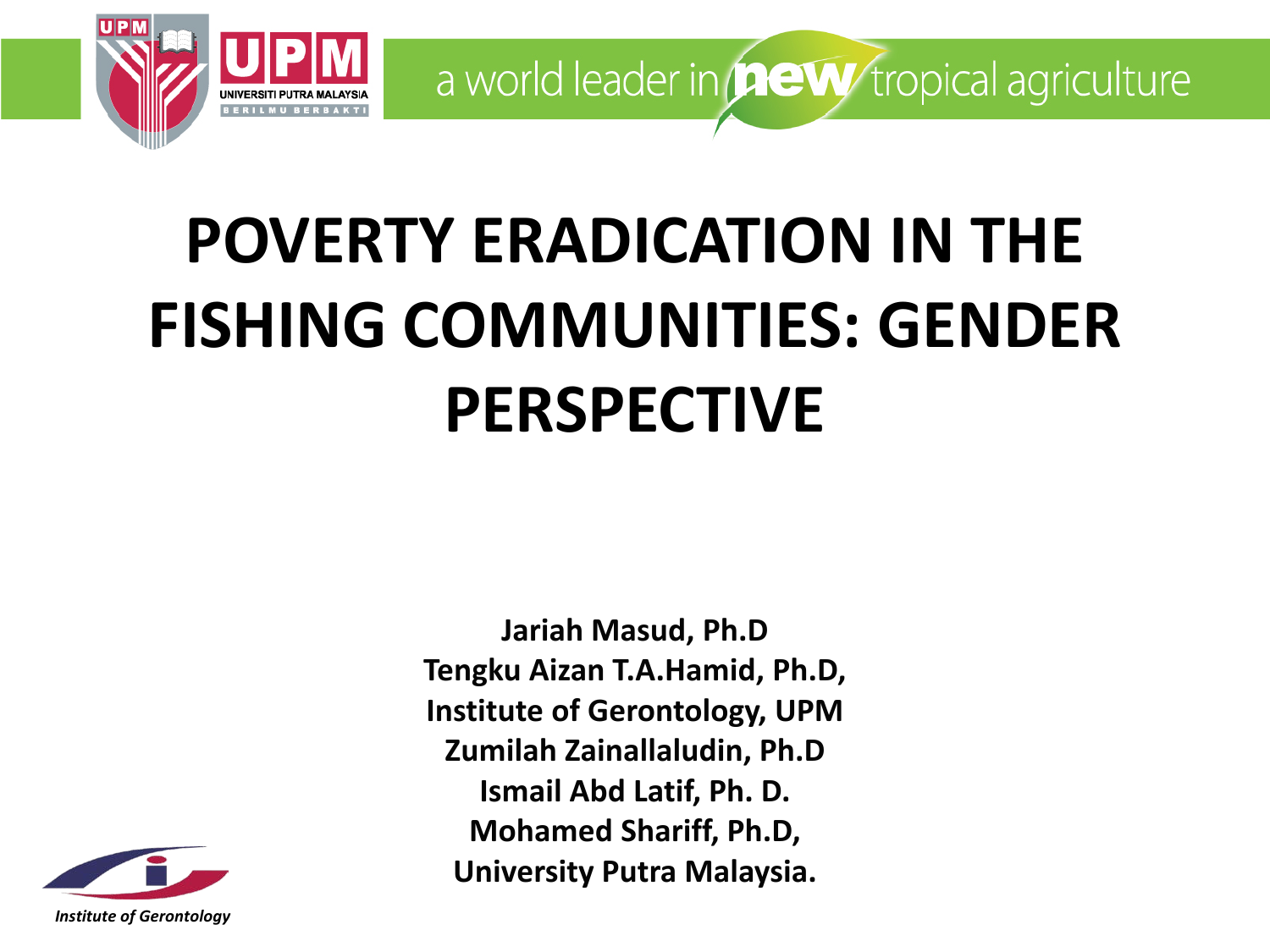# POVERTY ERADICATION IN THE FISHING COMMUNITIES: GENDER PERSPECTIVE

**Jariah Masud, Ph.D**
**Tengku Aizan T.A.Hamid, Ph.D,**
**Institute of Gerontology, UPM**
**Zumilah Zainallaludin, Ph.D**
**Ismail Abd Latif, Ph. D.**
**Mohamed Shariff, Ph.D,**
**University Putra Malaysia.**

*Institute of Gerontology*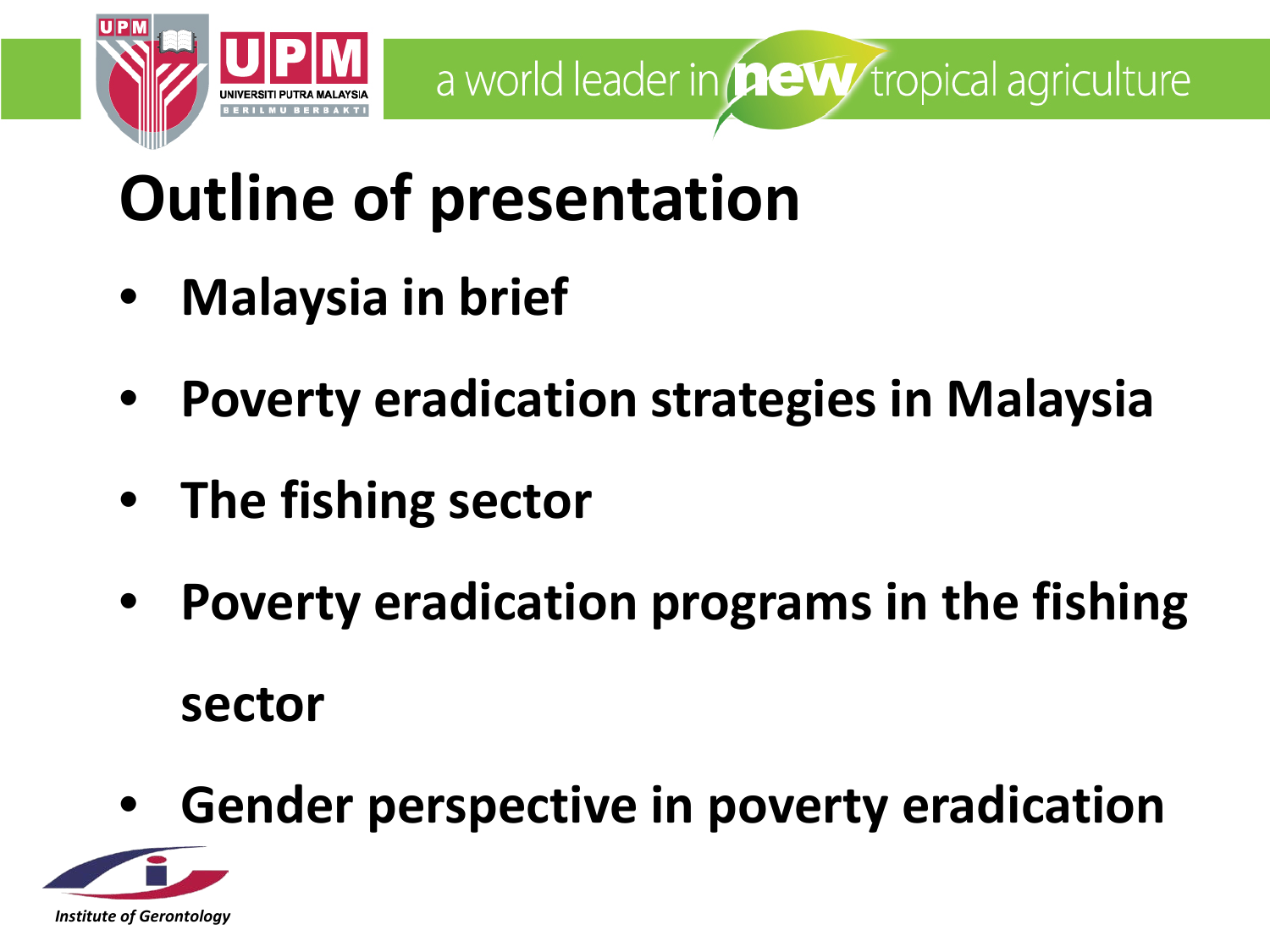# Outline of presentation

- **Malaysia in brief**
- **Poverty eradication strategies in Malaysia**
- **The fishing sector**
- **Poverty eradication programs in the fishing sector**
- **Gender perspective in poverty eradication**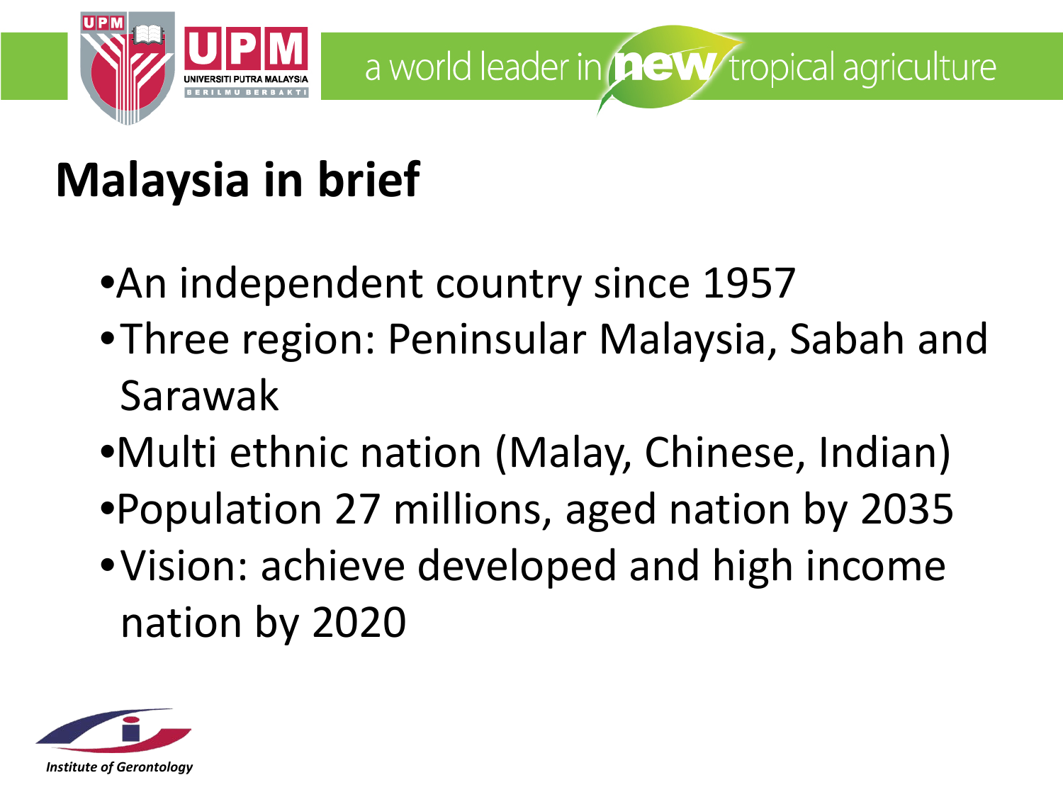# Malaysia in brief

- An independent country since 1957
- Three region: Peninsular Malaysia, Sabah and Sarawak
- Multi ethnic nation (Malay, Chinese, Indian)
- Population 27 millions, aged nation by 2035
- Vision: achieve developed and high income nation by 2020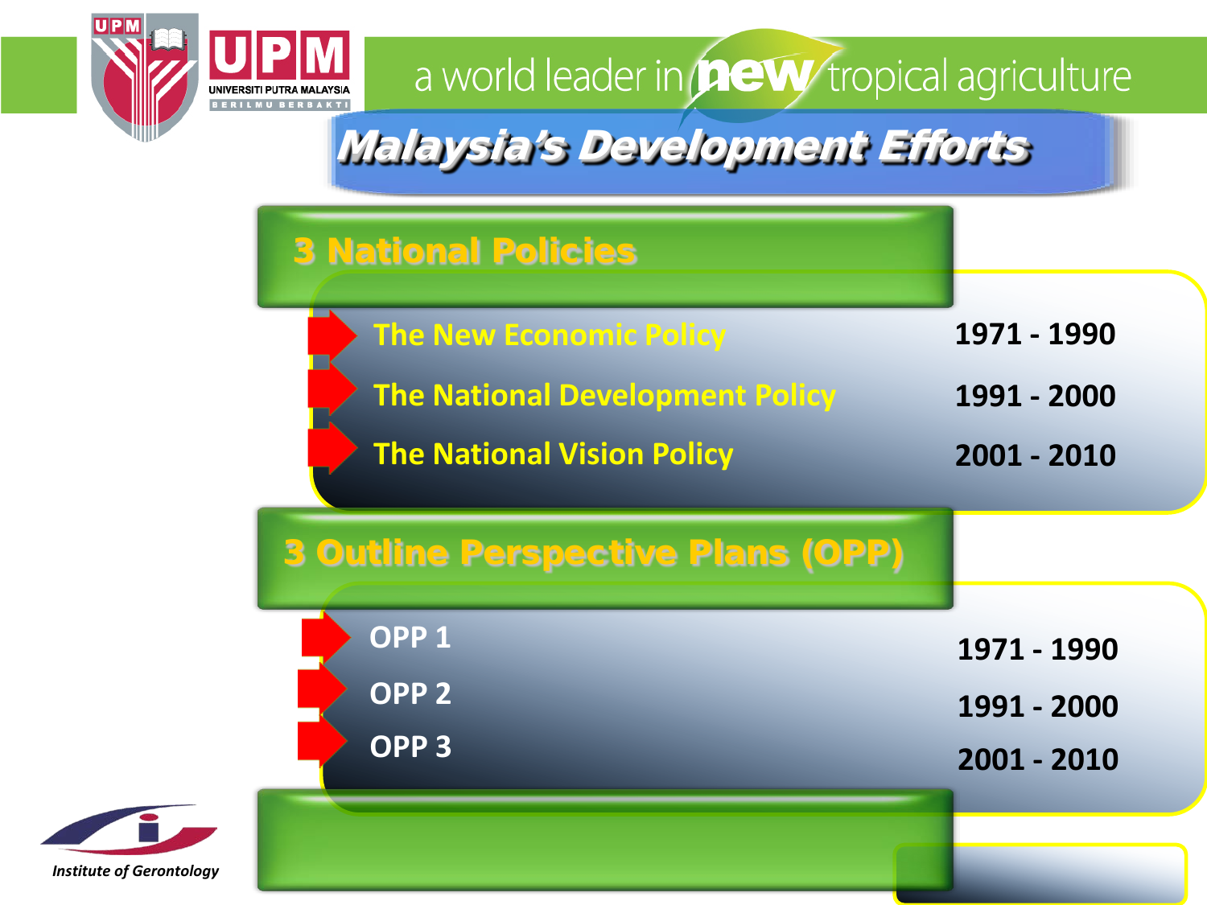# Malaysia's Development Efforts

## 3 National Policies

| Policy | Period |
|---|---|
| The New Economic Policy | 1971 - 1990 |
| The National Development Policy | 1991 - 2000 |
| The National Vision Policy | 2001 - 2010 |

## 3 Outline Perspective Plans (OPP)

| Plan | Period |
|---|---|
| OPP 1 | 1971 - 1990 |
| OPP 2 | 1991 - 2000 |
| OPP 3 | 2001 - 2010 |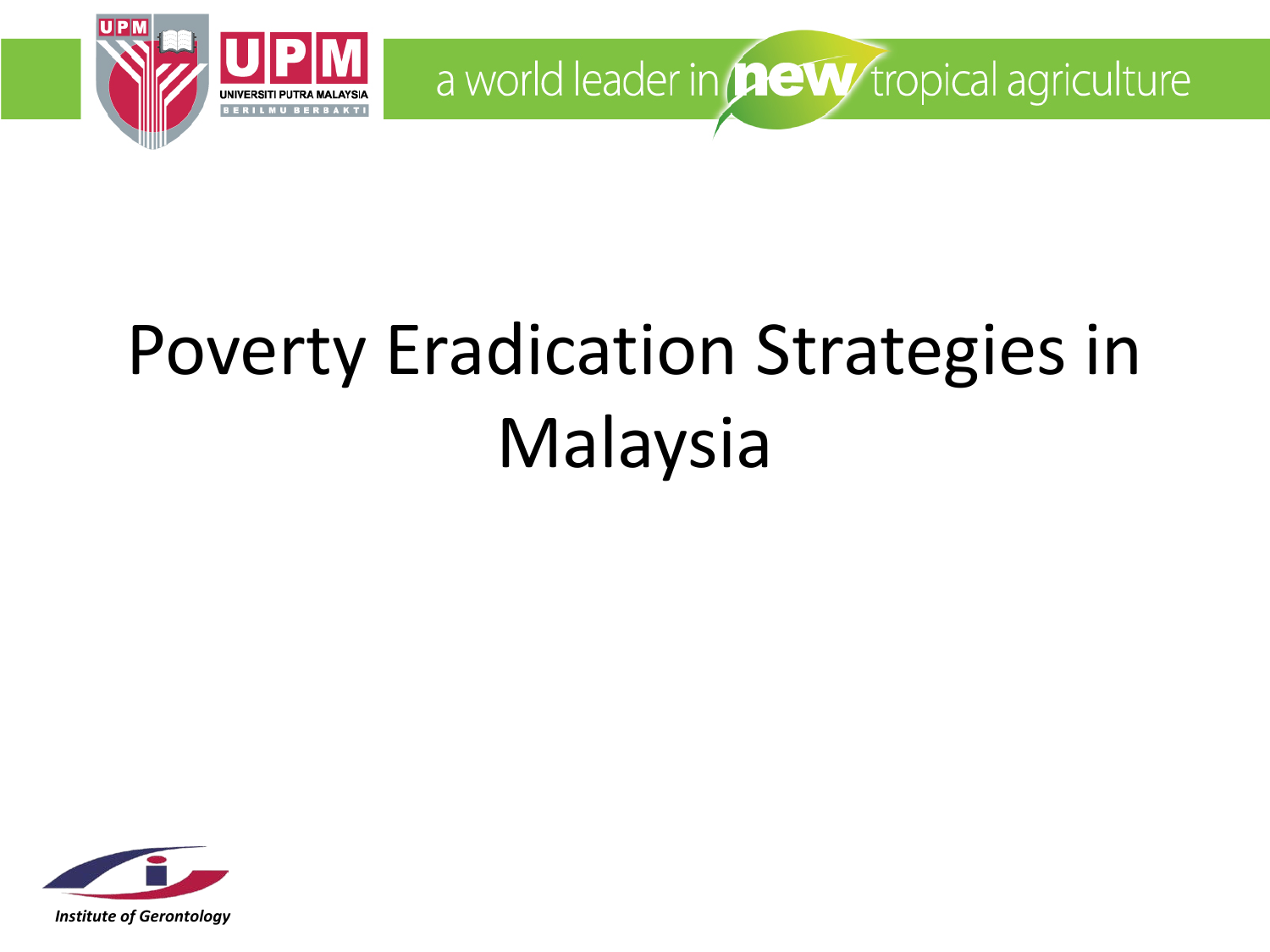# Poverty Eradication Strategies in Malaysia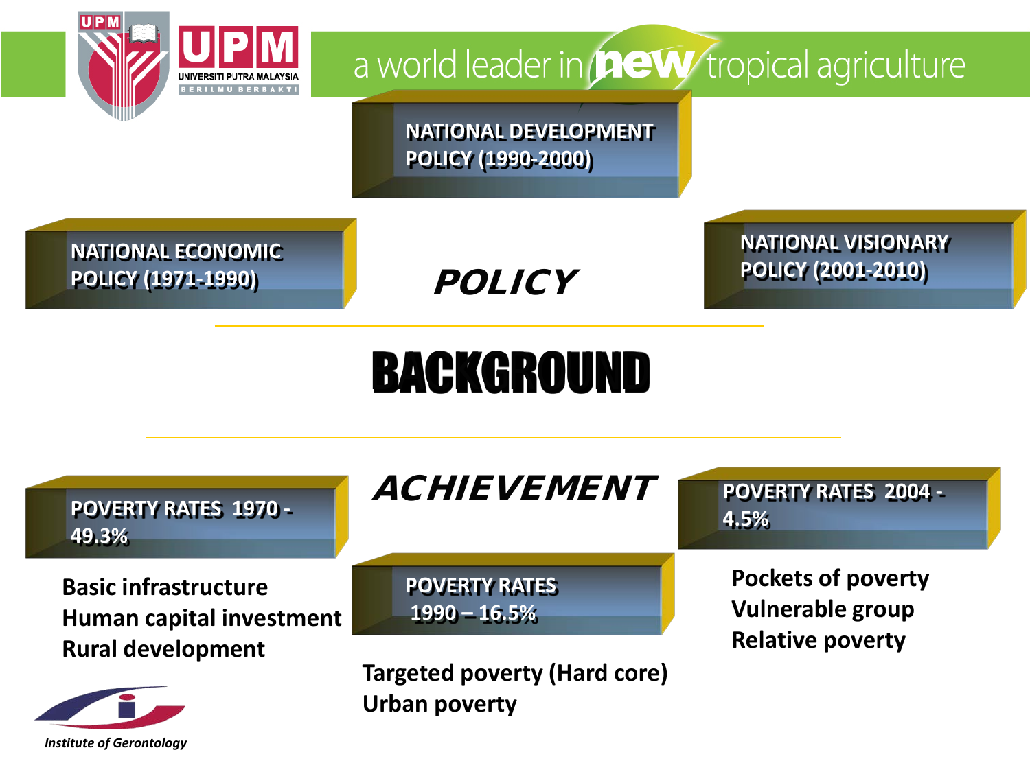# BACKGROUND

## POLICY

- NATIONAL ECONOMIC POLICY (1971-1990)
- NATIONAL DEVELOPMENT POLICY (1990-2000)
- NATIONAL VISIONARY POLICY (2001-2010)

## ACHIEVEMENT

**POVERTY RATES 1970 - 49.3%**

- Basic infrastructure
- Human capital investment
- Rural development

**POVERTY RATES 1990 – 16.5%**

- Targeted poverty (Hard core)
- Urban poverty

**POVERTY RATES 2004 - 4.5%**

- Pockets of poverty
- Vulnerable group
- Relative poverty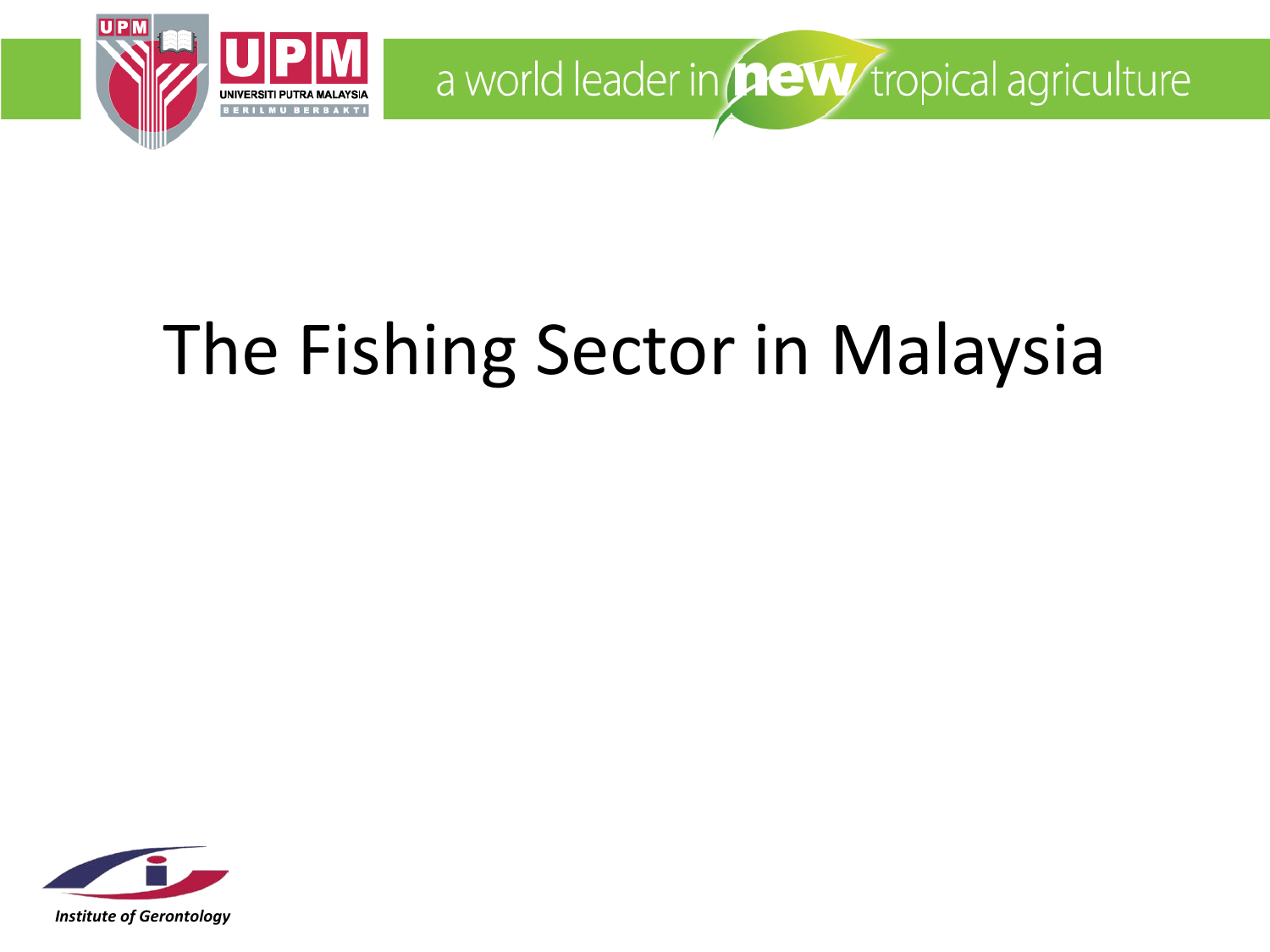# The Fishing Sector in Malaysia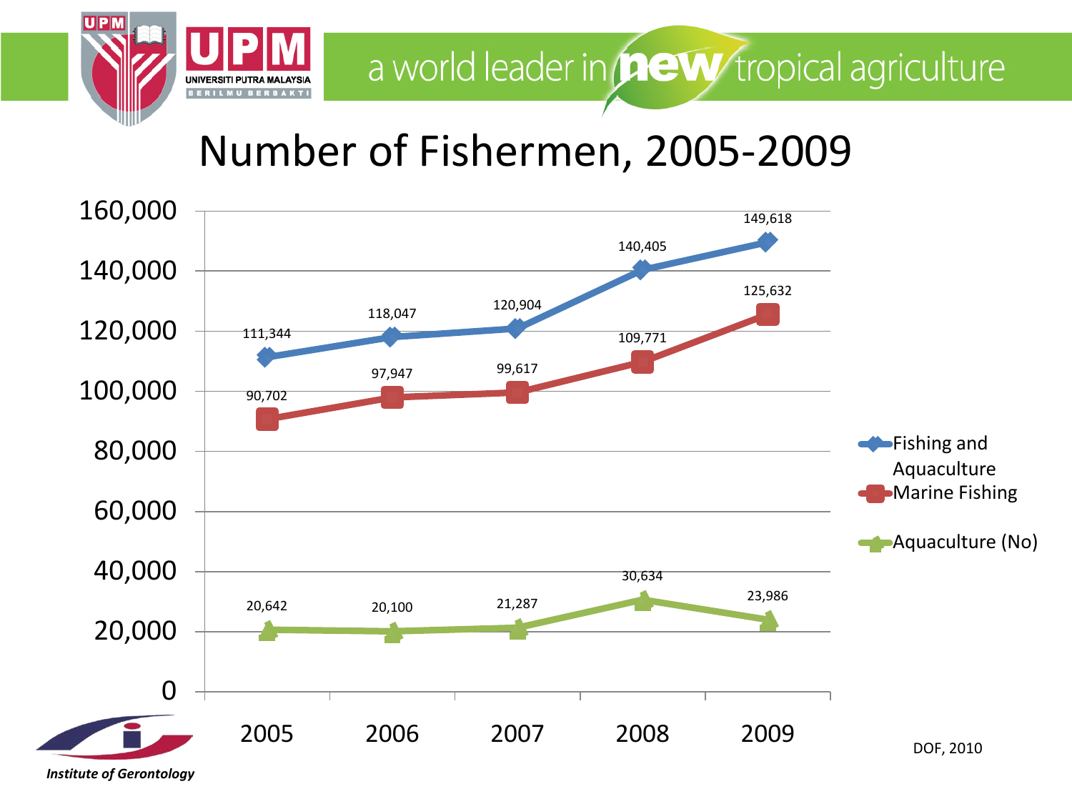# Number of Fishermen, 2005-2009

| Year | Fishing and Aquaculture | Marine Fishing | Aquaculture (No) |
|---|---|---|---|
| 2005 | 111,344 | 90,702 | 20,642 |
| 2006 | 118,047 | 97,947 | 20,100 |
| 2007 | 120,904 | 99,617 | 21,287 |
| 2008 | 140,405 | 109,771 | 30,634 |
| 2009 | 149,618 | 125,632 | 23,986 |

DOF, 2010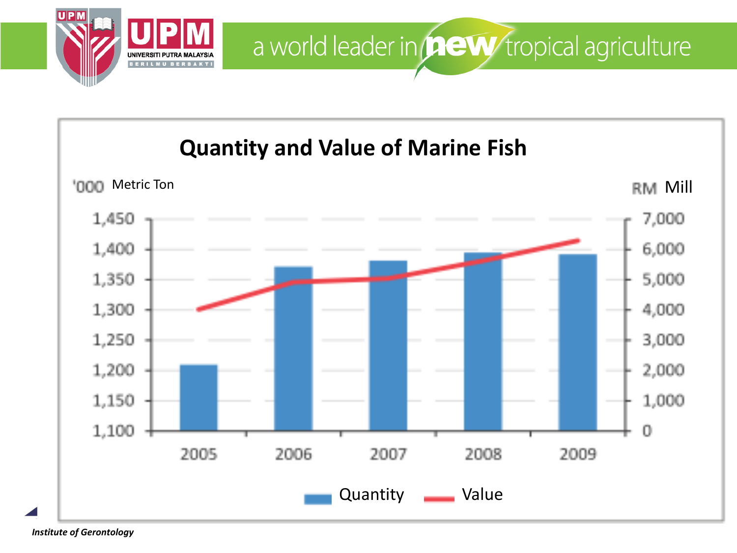## Quantity and Value of Marine Fish

'000 Metric Ton | RM Mill

| Year | Quantity ('000 Metric Ton) | Value (RM Mill) |
|---|---|---|
| 2005 | ~1,210 | ~4,000 |
| 2006 | ~1,372 | ~4,900 |
| 2007 | ~1,382 | ~5,050 |
| 2008 | ~1,395 | ~5,600 |
| 2009 | ~1,393 | ~6,300 |

Quantity | Value

*Institute of Gerontology*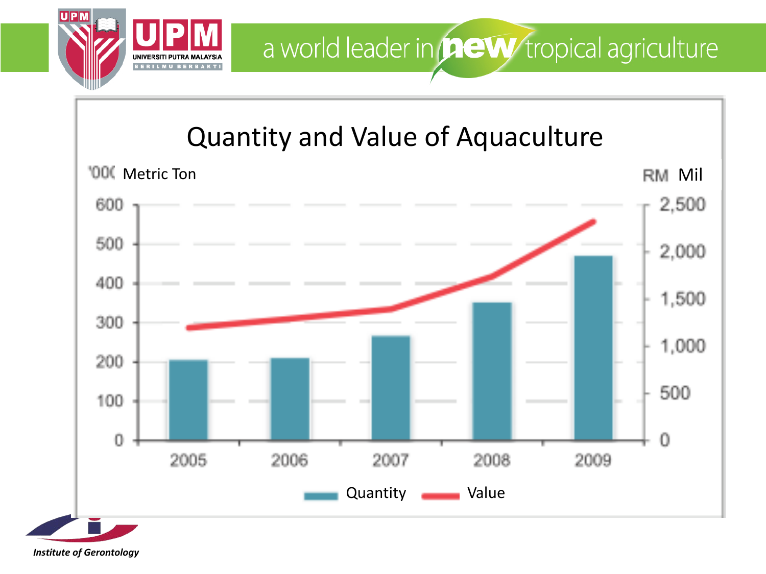## Quantity and Value of Aquaculture

'000 Metric Ton — RM Mil

Quantity / Value (2005–2009)

Institute of Gerontology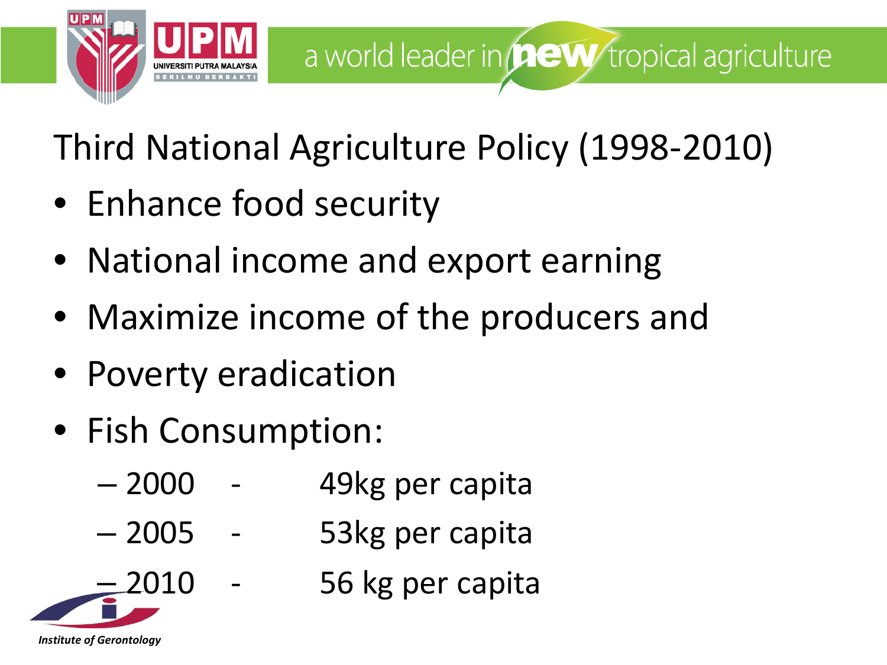# Third National Agriculture Policy (1998-2010)

- Enhance food security
- National income and export earning
- Maximize income of the producers and
- Poverty eradication
- Fish Consumption:
  - 2000 - 49kg per capita
  - 2005 - 53kg per capita
  - 2010 - 56 kg per capita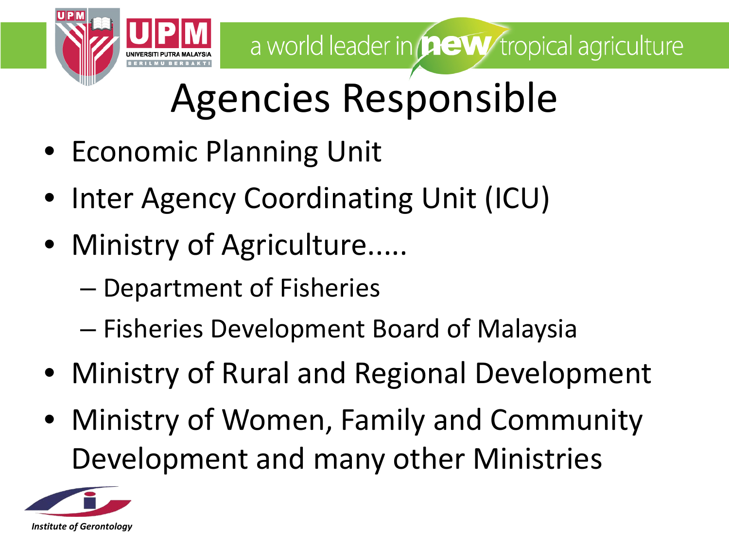# Agencies Responsible

- Economic Planning Unit
- Inter Agency Coordinating Unit (ICU)
- Ministry of Agriculture.....
  - Department of Fisheries
  - Fisheries Development Board of Malaysia
- Ministry of Rural and Regional Development
- Ministry of Women, Family and Community Development and many other Ministries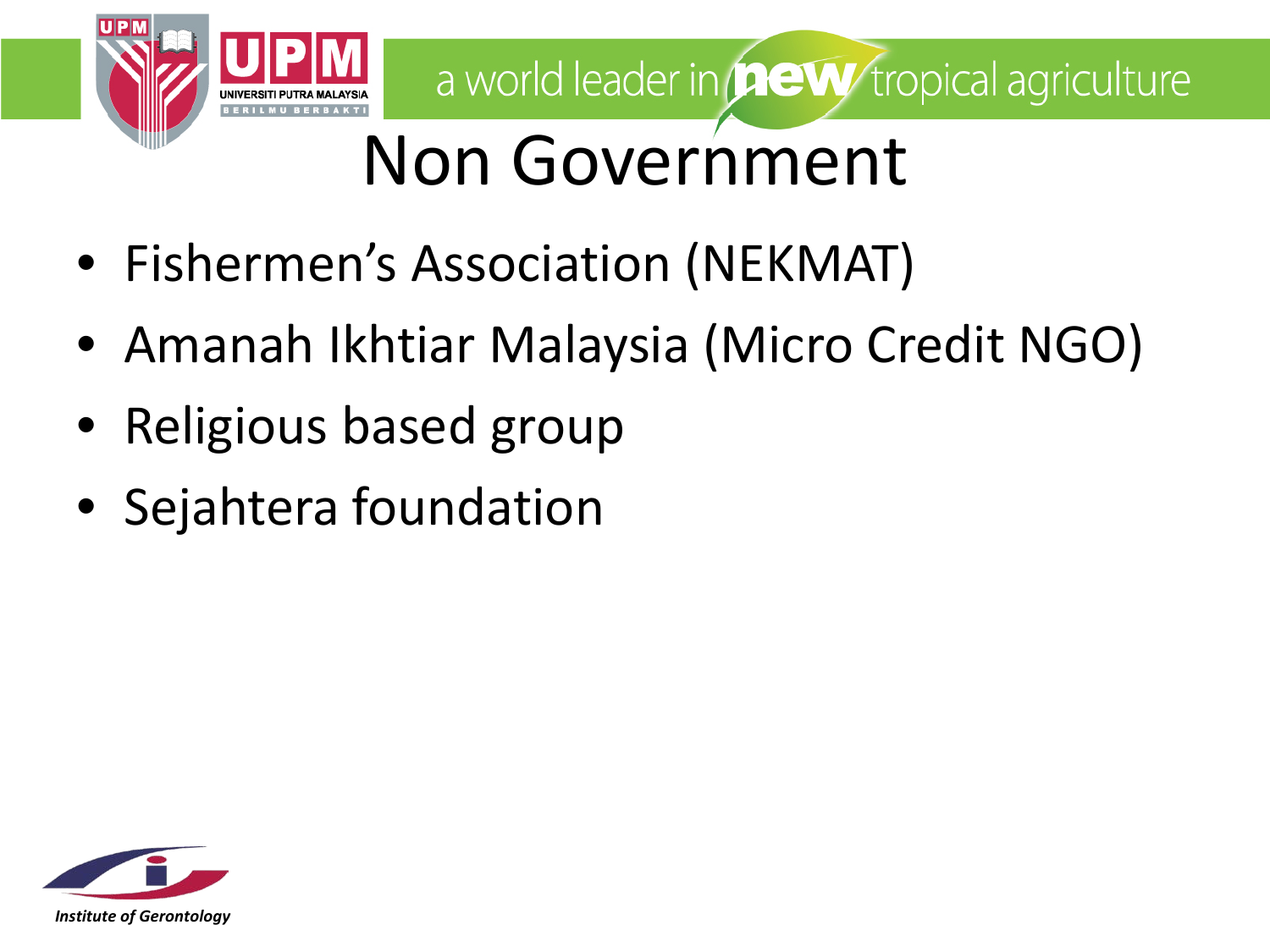# Non Government

- Fishermen's Association (NEKMAT)
- Amanah Ikhtiar Malaysia (Micro Credit NGO)
- Religious based group
- Sejahtera foundation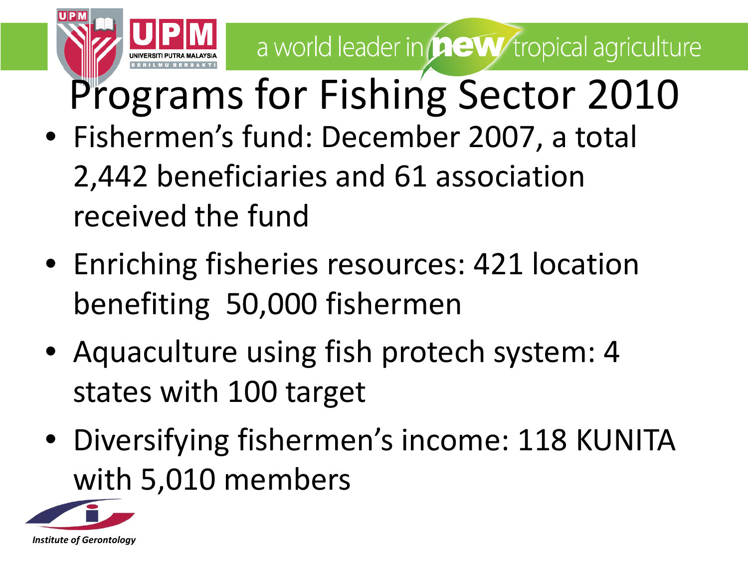# Programs for Fishing Sector 2010

- Fishermen's fund: December 2007, a total 2,442 beneficiaries and 61 association received the fund
- Enriching fisheries resources: 421 location benefiting 50,000 fishermen
- Aquaculture using fish protech system: 4 states with 100 target
- Diversifying fishermen's income: 118 KUNITA with 5,010 members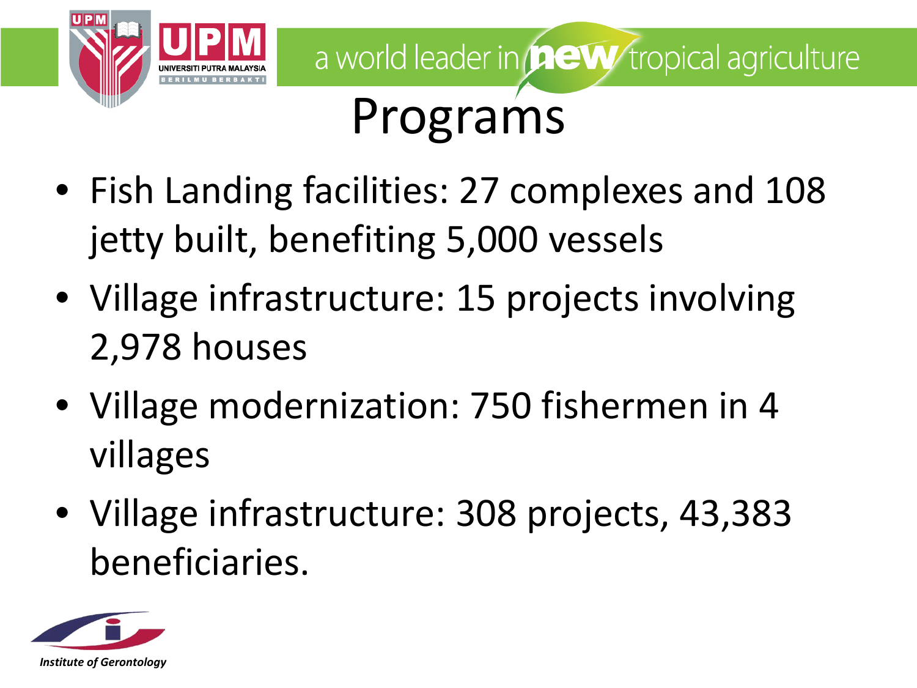# Programs

- Fish Landing facilities: 27 complexes and 108 jetty built, benefiting 5,000 vessels
- Village infrastructure: 15 projects involving 2,978 houses
- Village modernization: 750 fishermen in 4 villages
- Village infrastructure: 308 projects, 43,383 beneficiaries.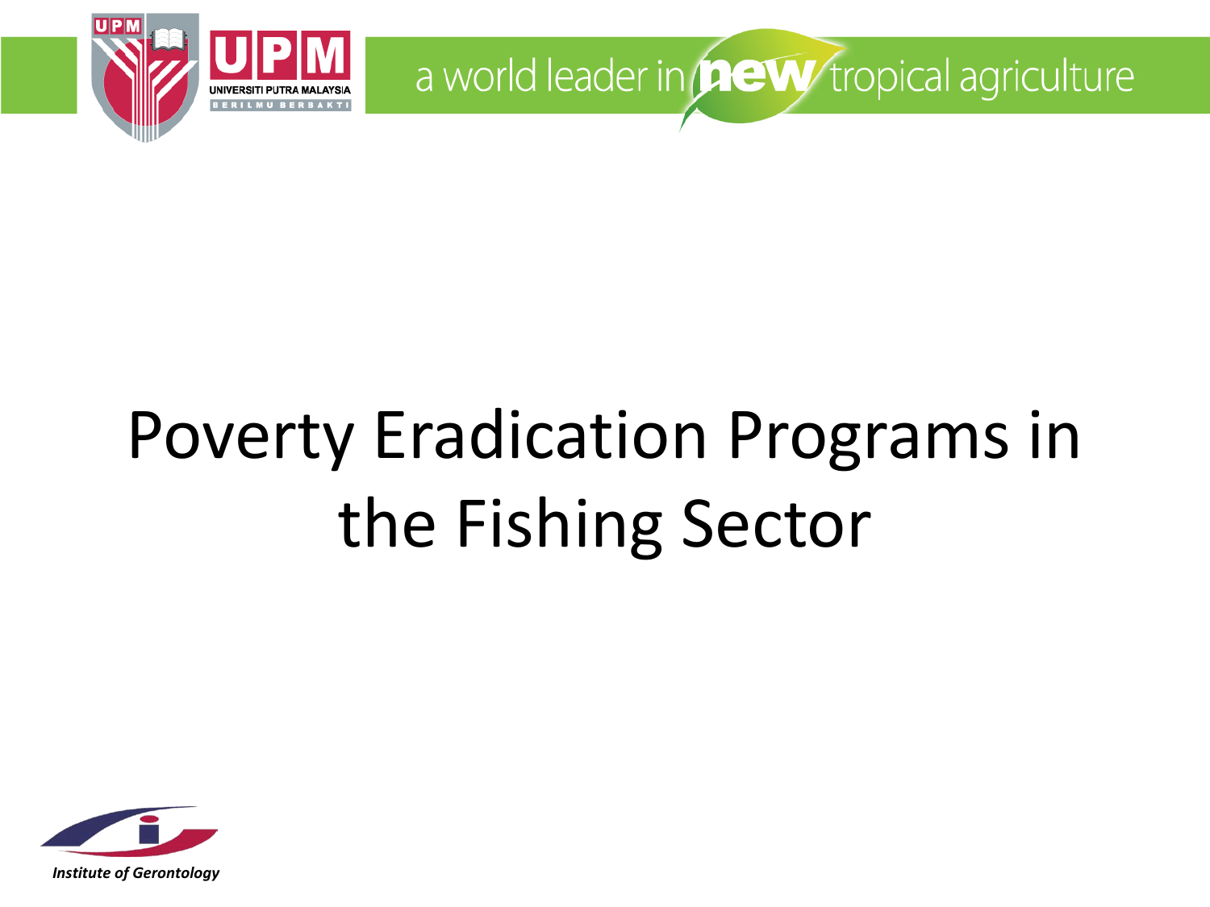# Poverty Eradication Programs in the Fishing Sector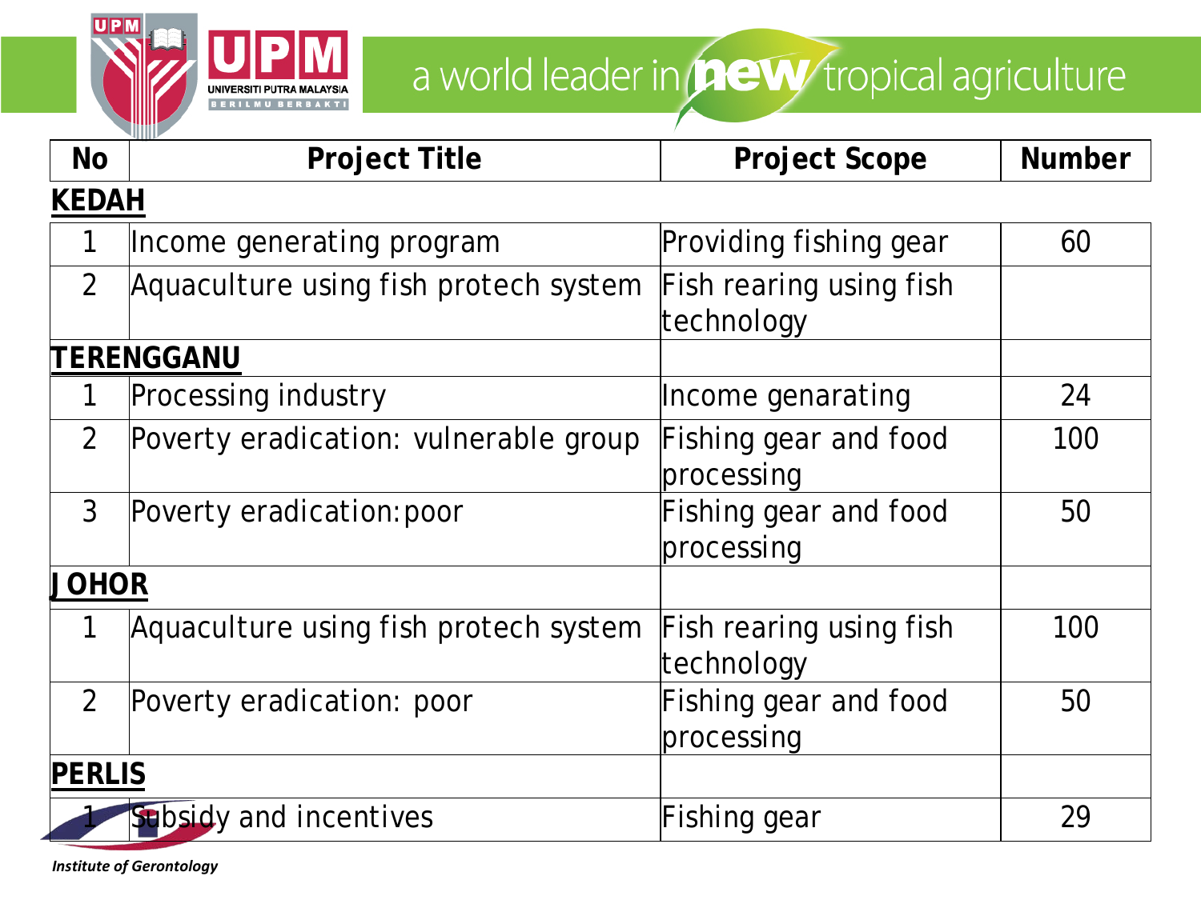| No | Project Title | Project Scope | Number |
|---|---|---|---|
| **KEDAH** | | | |
| 1 | Income generating program | Providing fishing gear | 60 |
| 2 | Aquaculture using fish protech system | Fish rearing using fish technology | |
| **TERENGGANU** | | | |
| 1 | Processing industry | Income genarating | 24 |
| 2 | Poverty eradication: vulnerable group | Fishing gear and food processing | 100 |
| 3 | Poverty eradication:poor | Fishing gear and food processing | 50 |
| **JOHOR** | | | |
| 1 | Aquaculture using fish protech system | Fish rearing using fish technology | 100 |
| 2 | Poverty eradication: poor | Fishing gear and food processing | 50 |
| **PERLIS** | | | |
| 1 | Subsidy and incentives | Fishing gear | 29 |

*Institute of Gerontology*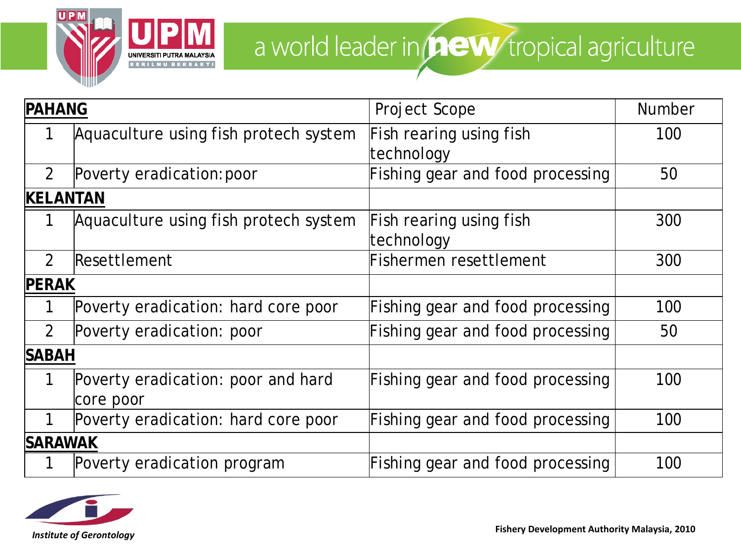| PAHANG | | Project Scope | Number |
|---|---|---|---|
| 1 | Aquaculture using fish protech system | Fish rearing using fish technology | 100 |
| 2 | Poverty eradication:poor | Fishing gear and food processing | 50 |
| **KELANTAN** | | | |
| 1 | Aquaculture using fish protech system | Fish rearing using fish technology | 300 |
| 2 | Resettlement | Fishermen resettlement | 300 |
| **PERAK** | | | |
| 1 | Poverty eradication: hard core poor | Fishing gear and food processing | 100 |
| 2 | Poverty eradication: poor | Fishing gear and food processing | 50 |
| **SABAH** | | | |
| 1 | Poverty eradication: poor and hard core poor | Fishing gear and food processing | 100 |
| 1 | Poverty eradication: hard core poor | Fishing gear and food processing | 100 |
| **SARAWAK** | | | |
| 1 | Poverty eradication program | Fishing gear and food processing | 100 |

**Fishery Development Authority Malaysia, 2010**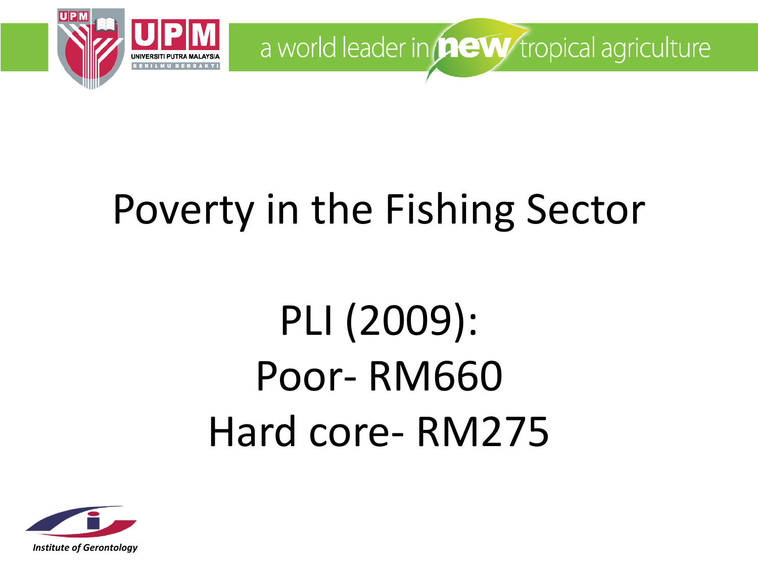# Poverty in the Fishing Sector

PLI (2009):
Poor- RM660
Hard core- RM275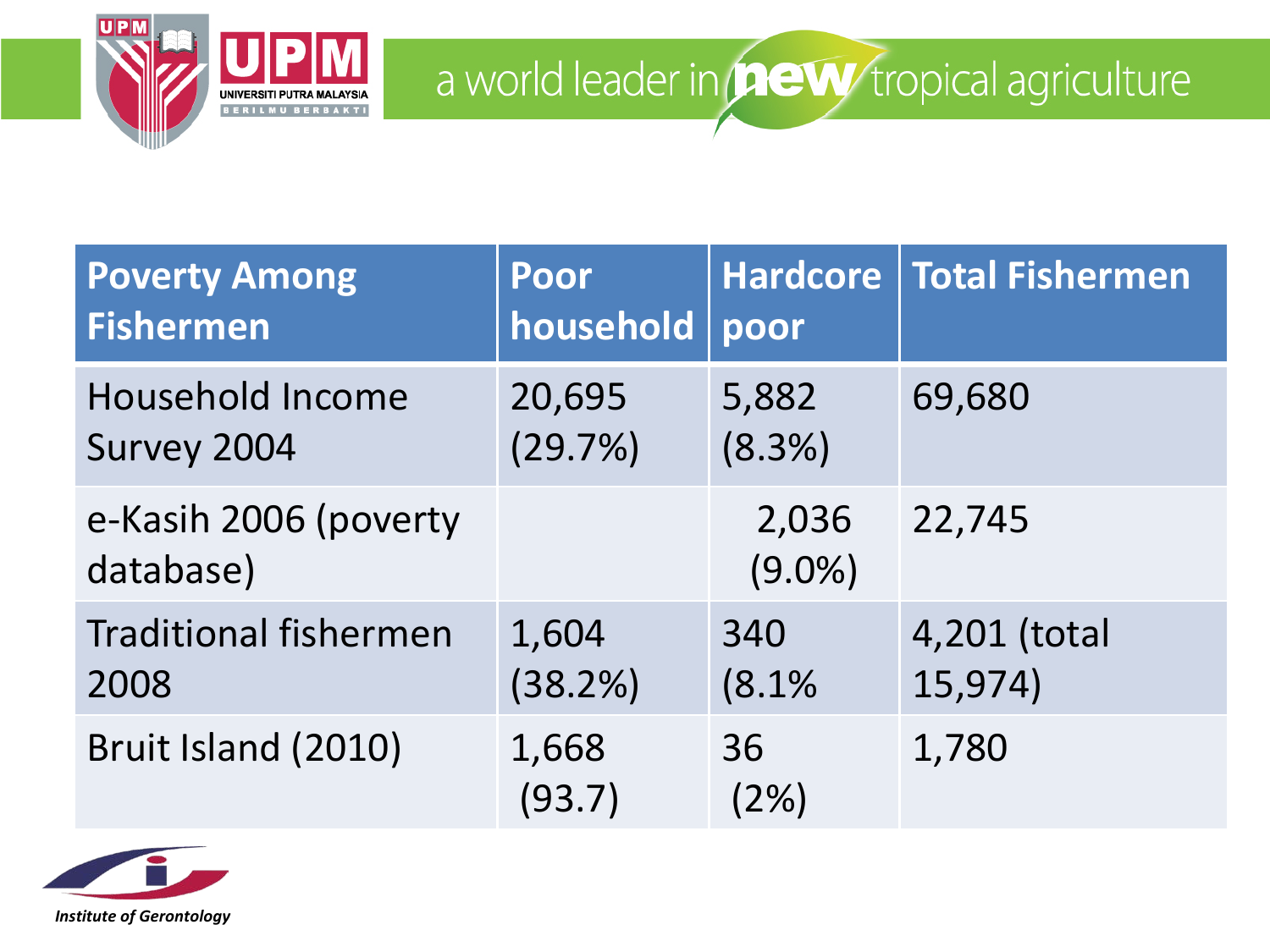| Poverty Among Fishermen | Poor household | Hardcore poor | Total Fishermen |
|---|---|---|---|
| Household Income Survey 2004 | 20,695 (29.7%) | 5,882 (8.3%) | 69,680 |
| e-Kasih 2006 (poverty database) | | 2,036 (9.0%) | 22,745 |
| Traditional fishermen 2008 | 1,604 (38.2%) | 340 (8.1% | 4,201 (total 15,974) |
| Bruit Island (2010) | 1,668 (93.7) | 36 (2%) | 1,780 |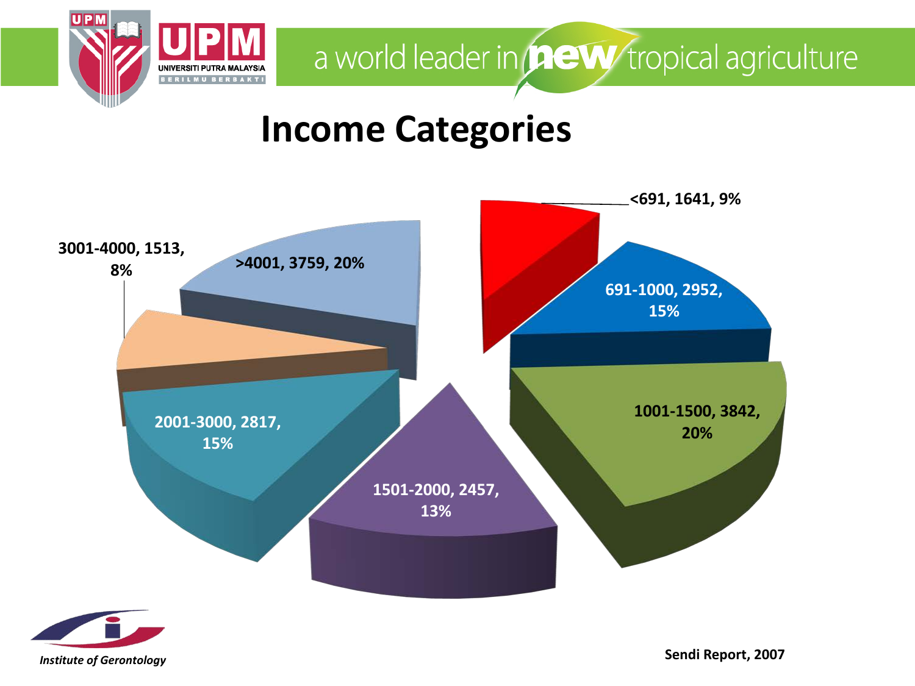# Income Categories

- <691, 1641, 9%
- 691-1000, 2952, 15%
- 1001-1500, 3842, 20%
- 1501-2000, 2457, 13%
- 2001-3000, 2817, 15%
- 3001-4000, 1513, 8%
- >4001, 3759, 20%

Sendi Report, 2007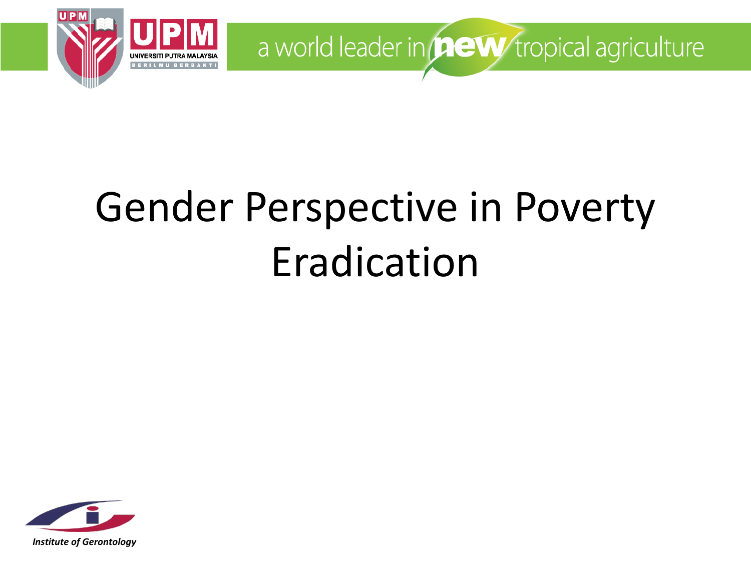# Gender Perspective in Poverty Eradication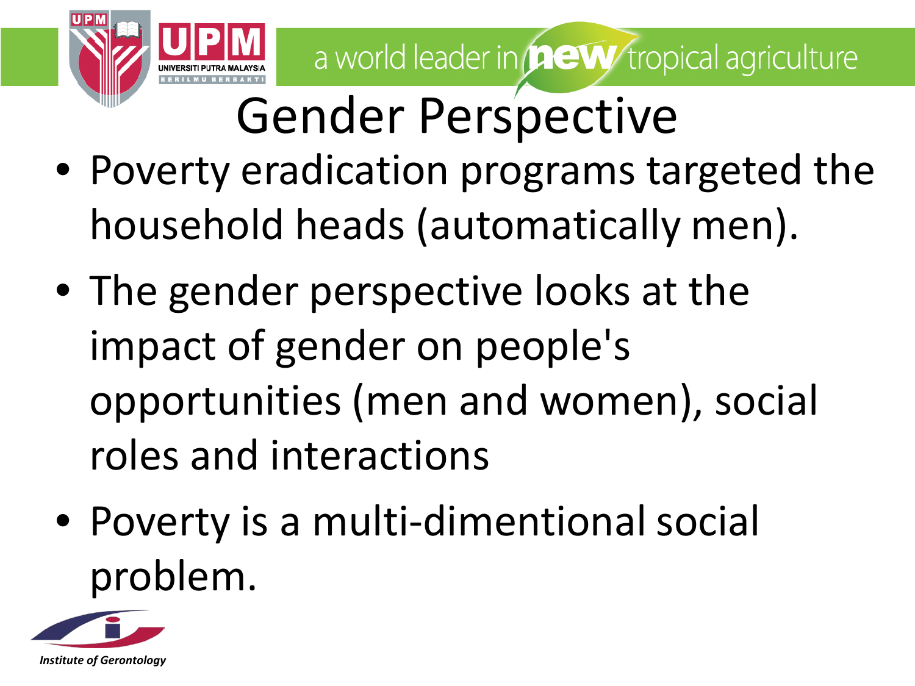# Gender Perspective

- Poverty eradication programs targeted the household heads (automatically men).
- The gender perspective looks at the impact of gender on people's opportunities (men and women), social roles and interactions
- Poverty is a multi-dimentional social problem.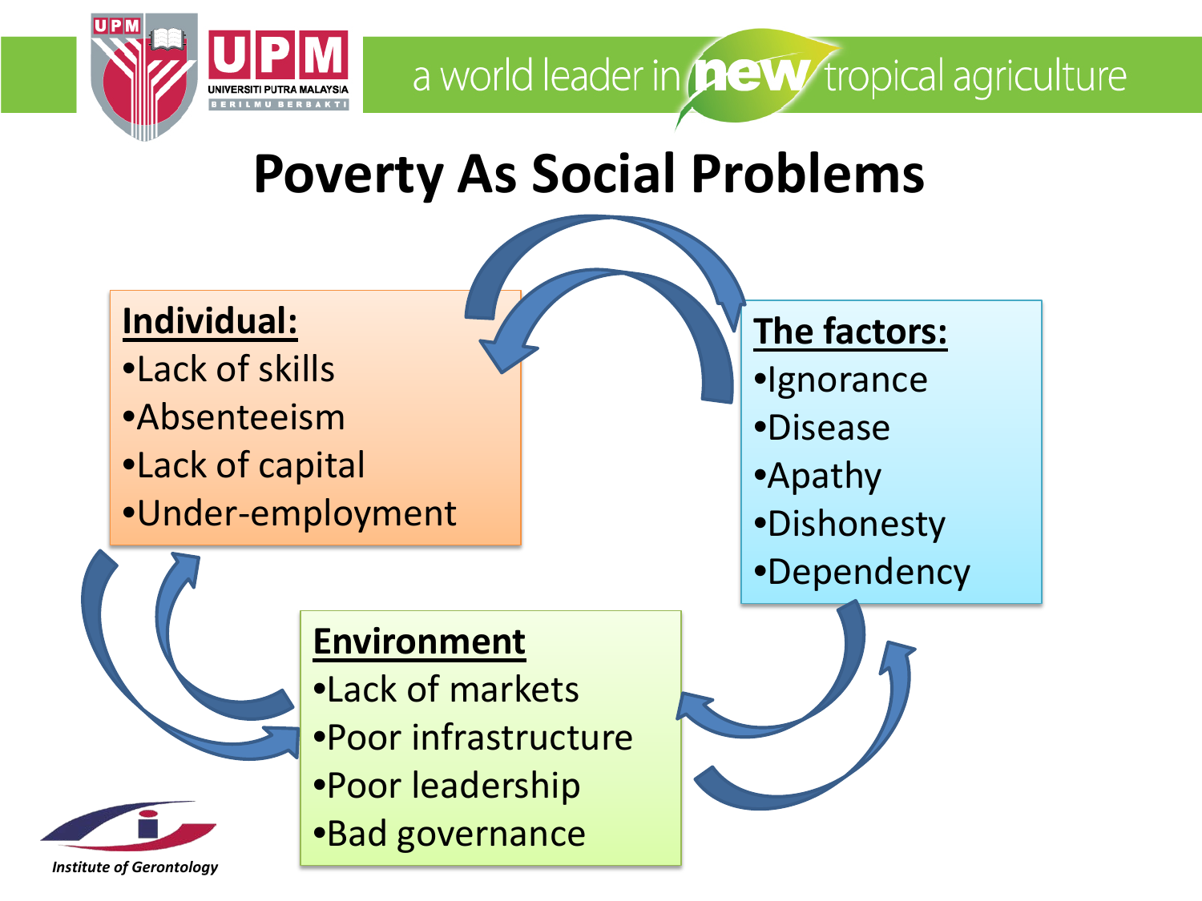# Poverty As Social Problems

**Individual:**
- Lack of skills
- Absenteeism
- Lack of capital
- Under-employment

**The factors:**
- Ignorance
- Disease
- Apathy
- Dishonesty
- Dependency

**Environment**
- Lack of markets
- Poor infrastructure
- Poor leadership
- Bad governance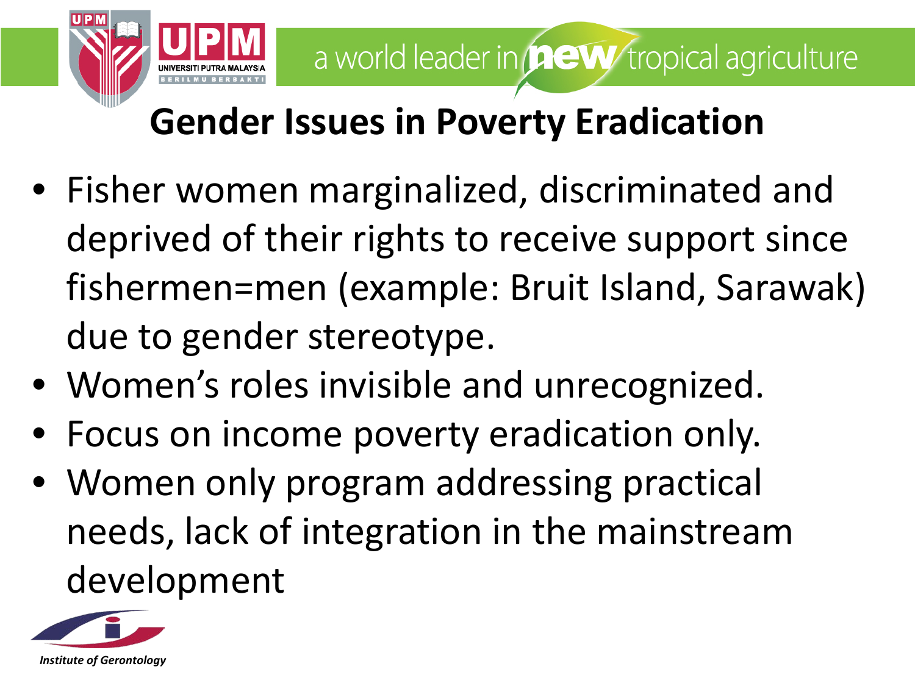# Gender Issues in Poverty Eradication

- Fisher women marginalized, discriminated and deprived of their rights to receive support since fishermen=men (example: Bruit Island, Sarawak) due to gender stereotype.
- Women's roles invisible and unrecognized.
- Focus on income poverty eradication only.
- Women only program addressing practical needs, lack of integration in the mainstream development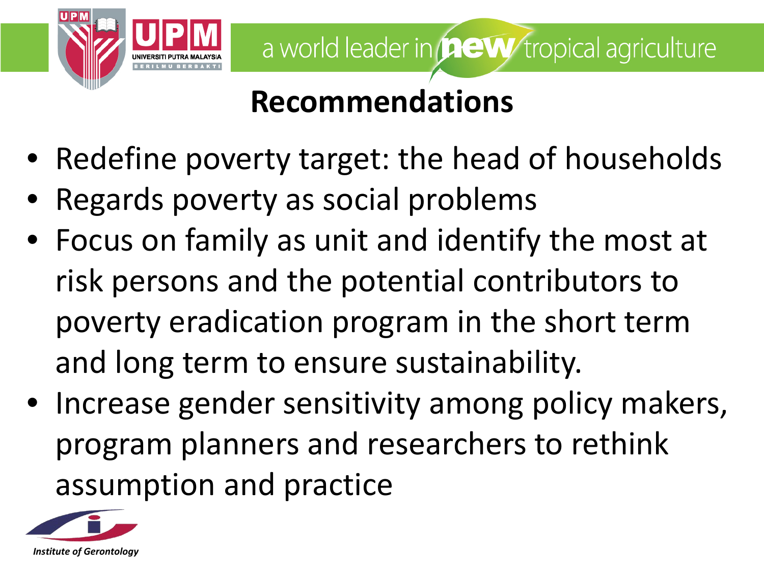# Recommendations

- Redefine poverty target: the head of households
- Regards poverty as social problems
- Focus on family as unit and identify the most at risk persons and the potential contributors to poverty eradication program in the short term and long term to ensure sustainability.
- Increase gender sensitivity among policy makers, program planners and researchers to rethink assumption and practice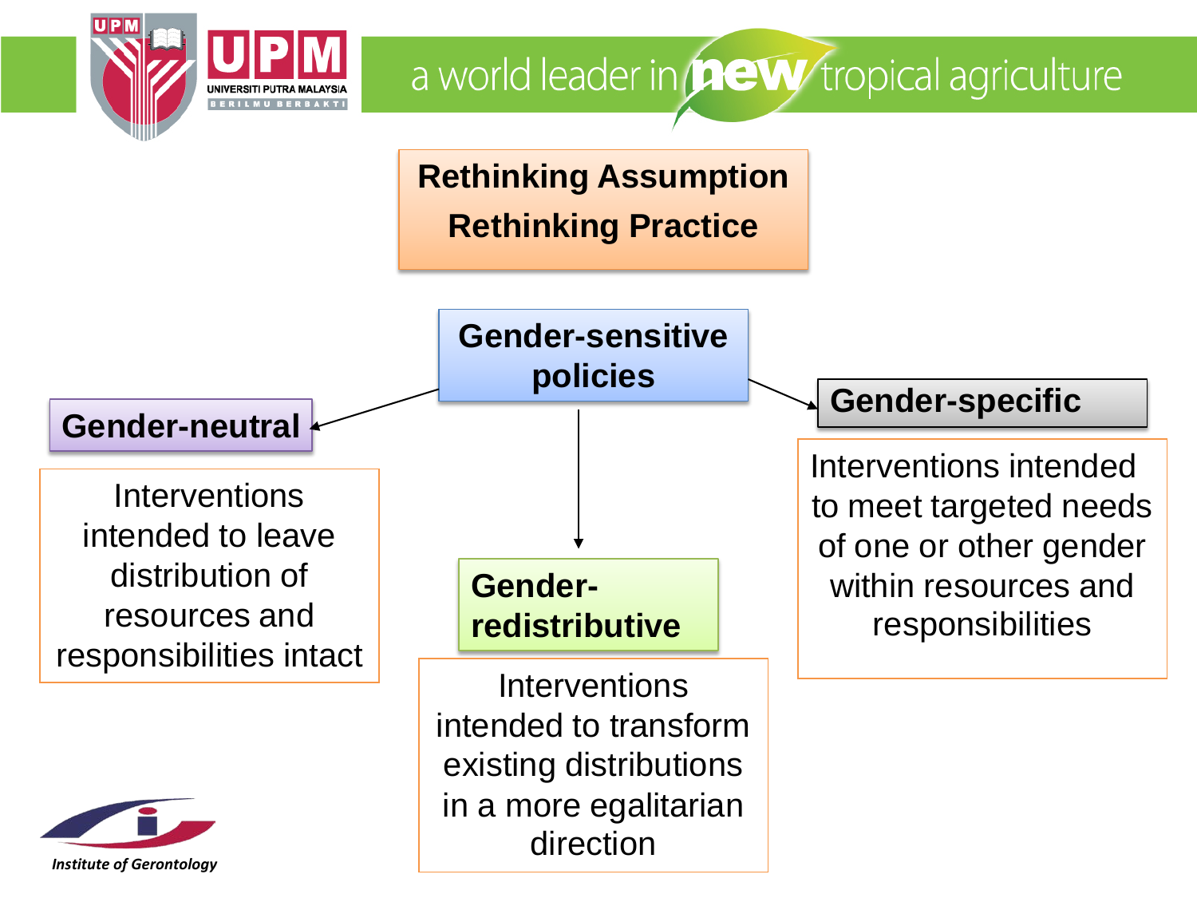# Rethinking Assumption
# Rethinking Practice

## Gender-sensitive policies

### Gender-neutral

Interventions intended to leave distribution of resources and responsibilities intact

### Gender-redistributive

Interventions intended to transform existing distributions in a more egalitarian direction

### Gender-specific

Interventions intended to meet targeted needs of one or other gender within resources and responsibilities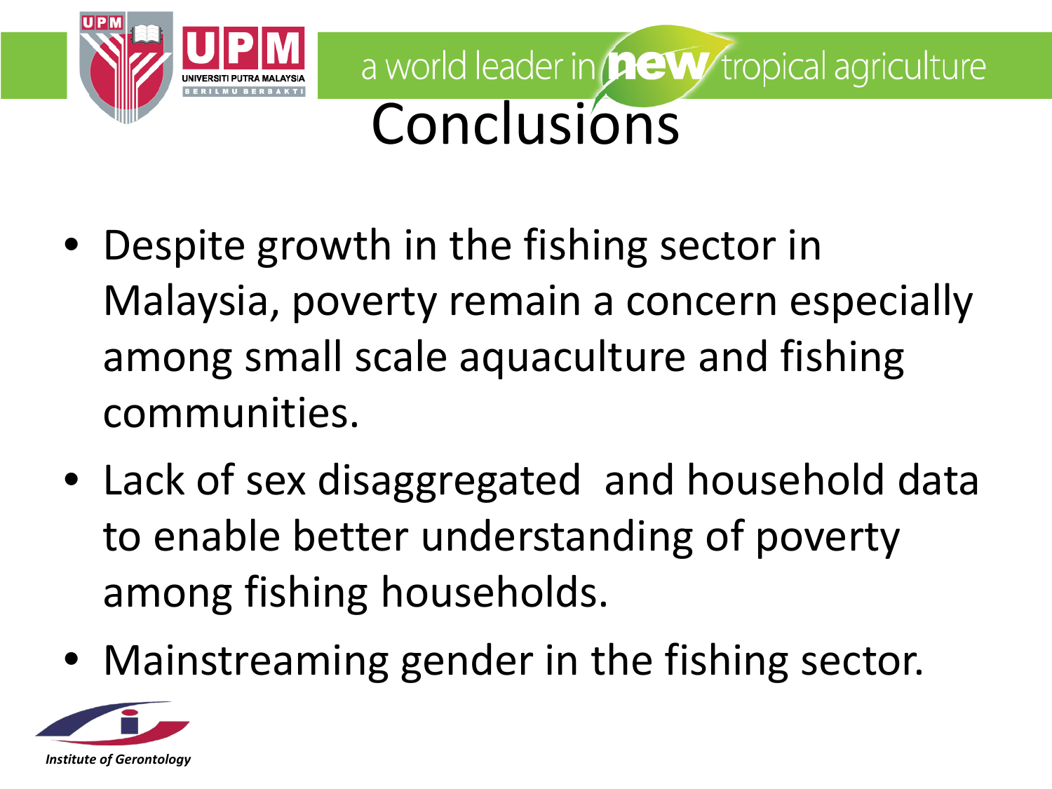# Conclusions

- Despite growth in the fishing sector in Malaysia, poverty remain a concern especially among small scale aquaculture and fishing communities.
- Lack of sex disaggregated and household data to enable better understanding of poverty among fishing households.
- Mainstreaming gender in the fishing sector.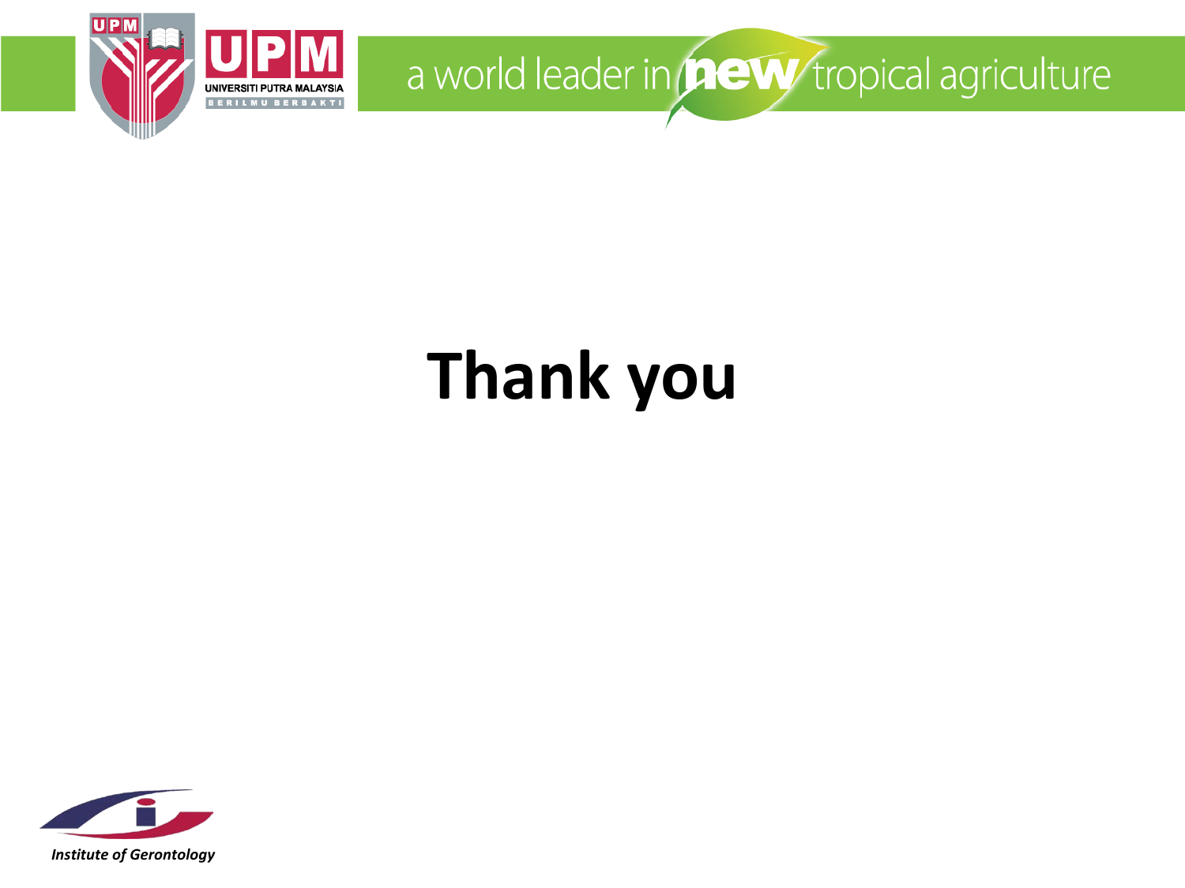# Thank you